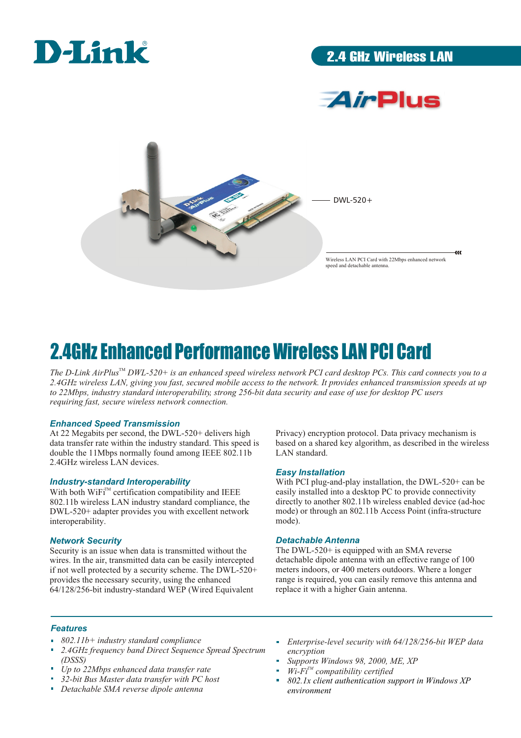D-Link

## 2.4 GHz Wireless LAN

AirPlus

DWL-520+

Wireless LAN PCI Card with 22Mbps enhanced network speed and detachable antenna.

# 2.4GHz Enhanced Performance Wireless LAN PCI Card

*The D-Link AirPlus™ DWL-520+ is an enhanced speed wireless network PCI card desktop PCs. This card connects you to a 2.4GHz wireless LAN, giving you fast, secured mobile access to the network. It provides enhanced transmission speeds at up to 22Mbps, industry standard interoperability, strong 256-bit data security and ease of use for desktop PC users requiring fast, secure wireless network connection.*

### Enhanced Speed Transmission

At 22 Megabits per second, the DWL-520+ delivers high data transfer rate within the industry standard. This speed is double the 11Mbps normally found among IEEE 802.11b 2.4GHz wireless LAN devices.

### Industry-standard Interoperability

With both WiFi™ certification compatibility and IEEE 802.11b wireless LAN industry standard compliance, the DWL-520+ adapter provides you with excellent network interoperability.

### Network Security

Security is an issue when data is transmitted without the wires. In the air, transmitted data can be easily intercepted if not well protected by a security scheme. The DWL-520+ provides the necessary security, using the enhanced 64/128/256-bit industry-standard WEP (Wired Equivalent Privacy) encryption protocol. Data privacy mechanism is based on a shared key algorithm, as described in the wireless LAN standard.

### Easy Installation

With PCI plug-and-play installation, the DWL-520+ can be easily installed into a desktop PC to provide connectivity directly to another 802.11b wireless enabled device (ad-hoc mode) or through an 802.11b Access Point (infra-structure mode).

### Detachable Antenna

The DWL-520+ is equipped with an SMA reverse detachable dipole antenna with an effective range of 100 meters indoors, or 400 meters outdoors. Where a longer range is required, you can easily remove this antenna and replace it with a higher Gain antenna.

### Features

- *802.11b+ industry standard compliance*
- *2.4GHz frequency band Direct Sequence Spread Spectrum (DSSS)*
- *Up to 22Mbps enhanced data transfer rate*
- *32-bit Bus Master data transfer with PC host*
- *Detachable SMA reverse dipole antenna*
- *Enterprise-level security with 64/128/256-bit WEP data encryption*
- *Supports Windows 98, 2000, ME, XP*
- *Wi-Fi™ compatibility certified*
- *802.1x client authentication support in Windows XP environment*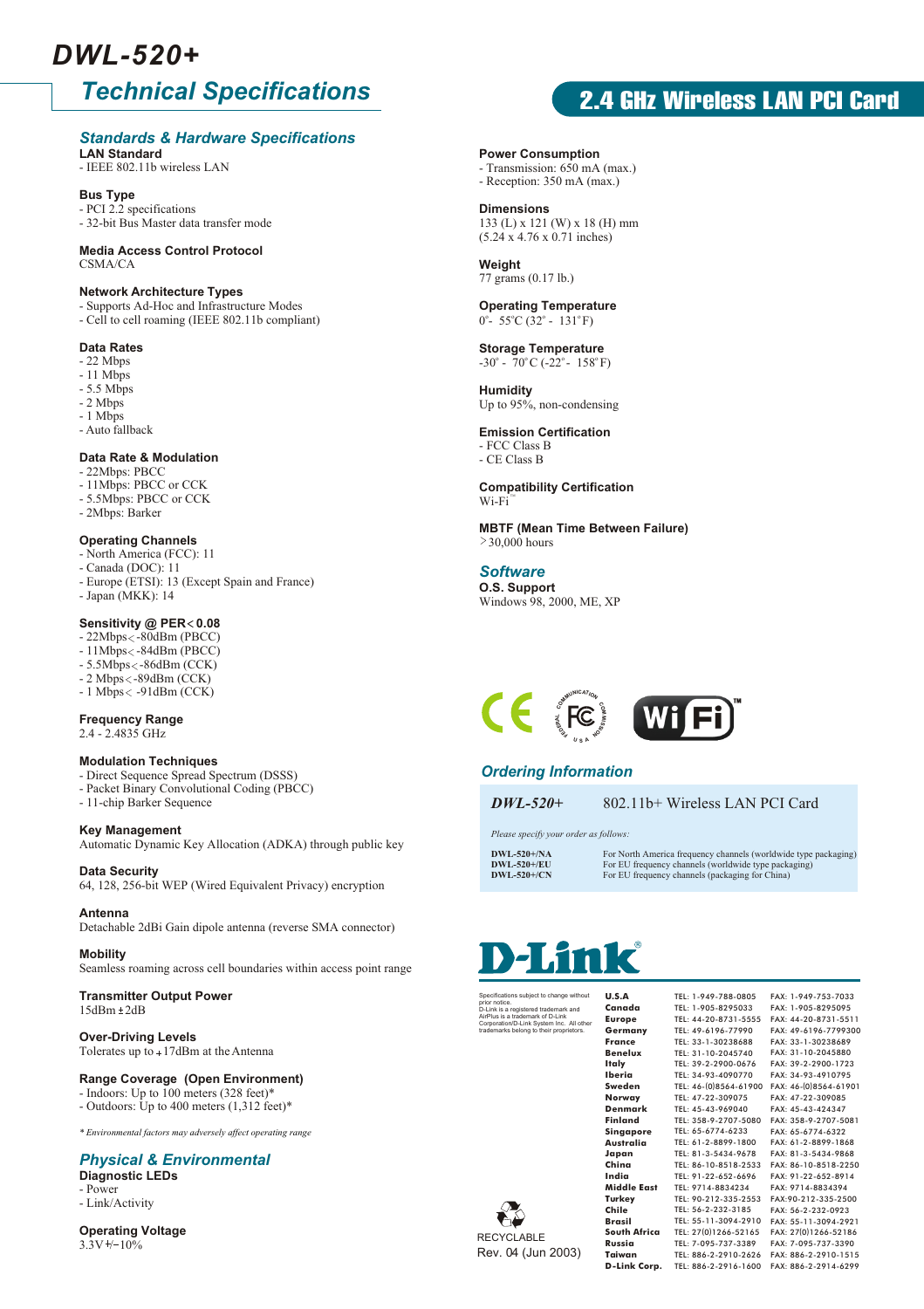# DWL-520+

## Technical Specifications

## 2.4 GHz Wireless LAN PCI Card

### Standards & Hardware Specifications

**LAN Standard**
- IEEE 802.11b wireless LAN

**Bus Type**
- PCI 2.2 specifications
- 32-bit Bus Master data transfer mode

**Media Access Control Protocol**
CSMA/CA

**Network Architecture Types**
- Supports Ad-Hoc and Infrastructure Modes
- Cell to cell roaming (IEEE 802.11b compliant)

**Data Rates**
- 22 Mbps
- 11 Mbps
- 5.5 Mbps
- 2 Mbps
- 1 Mbps
- Auto fallback

**Data Rate & Modulation**
- 22Mbps: PBCC
- 11Mbps: PBCC or CCK
- 5.5Mbps: PBCC or CCK
- 2Mbps: Barker

**Operating Channels**
- North America (FCC): 11
- Canada (DOC): 11
- Europe (ETSI): 13 (Except Spain and France)
- Japan (MKK): 14

**Sensitivity @ PER < 0.08**
- 22Mbps < -80dBm (PBCC)
- 11Mbps < -84dBm (PBCC)
- 5.5Mbps < -86dBm (CCK)
- 2 Mbps < -89dBm (CCK)
- 1 Mbps < -91dBm (CCK)

**Frequency Range**
2.4 - 2.4835 GHz

**Modulation Techniques**
- Direct Sequence Spread Spectrum (DSSS)
- Packet Binary Convolutional Coding (PBCC)
- 11-chip Barker Sequence

**Key Management**
Automatic Dynamic Key Allocation (ADKA) through public key

**Data Security**
64, 128, 256-bit WEP (Wired Equivalent Privacy) encryption

**Antenna**
Detachable 2dBi Gain dipole antenna (reverse SMA connector)

**Mobility**
Seamless roaming across cell boundaries within access point range

**Transmitter Output Power**
15dBm ±2dB

**Over-Driving Levels**
Tolerates up to +17dBm at the Antenna

**Range Coverage (Open Environment)**
- Indoors: Up to 100 meters (328 feet)*
- Outdoors: Up to 400 meters (1,312 feet)*

*\* Environmental factors may adversely affect operating range*

### Physical & Environmental

**Diagnostic LEDs**
- Power
- Link/Activity

**Operating Voltage**
3.3V +/-10%

**Power Consumption**
- Transmission: 650 mA (max.)
- Reception: 350 mA (max.)

**Dimensions**
133 (L) x 121 (W) x 18 (H) mm
(5.24 x 4.76 x 0.71 inches)

**Weight**
77 grams (0.17 lb.)

**Operating Temperature**
0°- 55°C (32° - 131°F)

**Storage Temperature**
-30° - 70°C (-22° - 158°F)

**Humidity**
Up to 95%, non-condensing

**Emission Certification**
- FCC Class B
- CE Class B

**Compatibility Certification**
Wi-Fi™

**MBTF (Mean Time Between Failure)**
>30,000 hours

### Software

**O.S. Support**
Windows 98, 2000, ME, XP

### Ordering Information

**DWL-520+** 802.11b+ Wireless LAN PCI Card

*Please specify your order as follows:*

| | |
|---|---|
| **DWL-520+/NA** | For North America frequency channels (worldwide type packaging) |
| **DWL-520+/EU** | For EU frequency channels (worldwide type packaging) |
| **DWL-520+/CN** | For EU frequency channels (packaging for China) |

D-Link®

Specifications subject to change without prior notice.
D-Link is a registered trademark and AirPlus is a trademark of D-Link Corporation/D-Link System Inc. All other trademarks belong to their proprietors.

| | | |
|---|---|---|
| **U.S.A** | TEL: 1-949-788-0805 | FAX: 1-949-753-7033 |
| **Canada** | TEL: 1-905-8295033 | FAX: 1-905-8295095 |
| **Europe** | TEL: 44-20-8731-5555 | FAX: 44-20-8731-5511 |
| **Germany** | TEL: 49-6196-77990 | FAX: 49-6196-7799300 |
| **France** | TEL: 33-1-30238688 | FAX: 33-1-30238689 |
| **Benelux** | TEL: 31-10-2045740 | FAX: 31-10-2045880 |
| **Italy** | TEL: 39-2-2900-0676 | FAX: 39-2-2900-1723 |
| **Iberia** | TEL: 34-93-4090770 | FAX: 34-93-4910795 |
| **Sweden** | TEL: 46-(0)8564-61900 | FAX: 46-(0)8564-61901 |
| **Norway** | TEL: 47-22-309075 | FAX: 47-22-309085 |
| **Denmark** | TEL: 45-43-969040 | FAX: 45-43-424347 |
| **Finland** | TEL: 358-9-2707-5080 | FAX: 358-9-2707-5081 |
| **Singapore** | TEL: 65-6774-6233 | FAX: 65-6774-6322 |
| **Australia** | TEL: 61-2-8899-1800 | FAX: 61-2-8899-1868 |
| **Japan** | TEL: 81-3-5434-9678 | FAX: 81-3-5434-9868 |
| **China** | TEL: 86-10-8518-2533 | FAX: 86-10-8518-2250 |
| **India** | TEL: 91-22-652-6696 | FAX: 91-22-652-8914 |
| **Middle East** | TEL: 9714-8834234 | FAX: 9714-8834394 |
| **Turkey** | TEL: 90-212-335-2553 | FAX:90-212-335-2500 |
| **Chile** | TEL: 56-2-232-3185 | FAX: 56-2-232-0923 |
| **Brasil** | TEL: 55-11-3094-2910 | FAX: 55-11-3094-2921 |
| **South Africa** | TEL: 27(0)1266-52165 | FAX: 27(0)1266-52186 |
| **Russia** | TEL: 7-095-737-3389 | FAX: 7-095-737-3390 |
| **Taiwan** | TEL: 886-2-2910-2626 | FAX: 886-2-2910-1515 |
| **D-Link Corp.** | TEL: 886-2-2916-1600 | FAX: 886-2-2914-6299 |

RECYCLABLE

Rev. 04 (Jun 2003)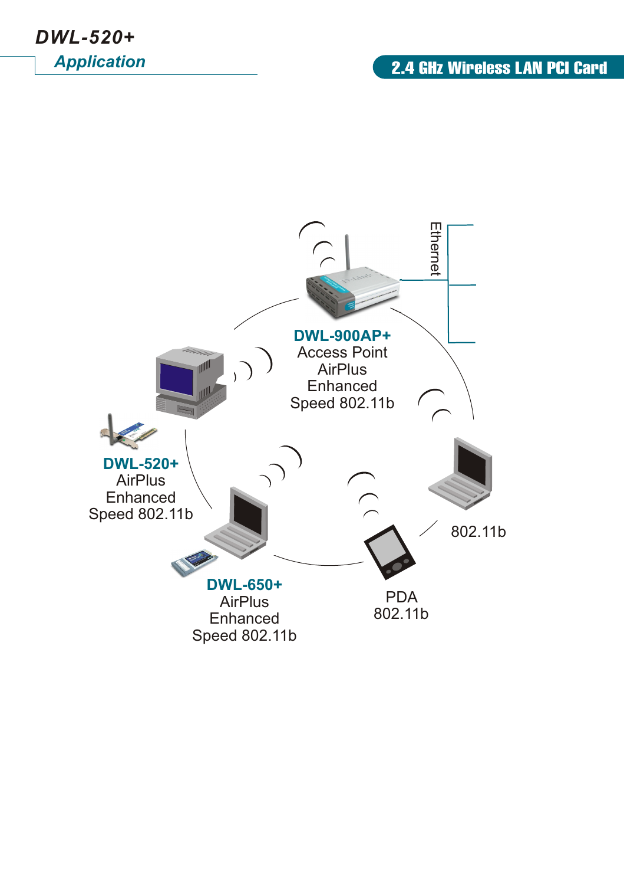# DWL-520+

## Application

Ethernet

DWL-900AP+
Access Point
AirPlus
Enhanced
Speed 802.11b

DWL-520+
AirPlus
Enhanced
Speed 802.11b

802.11b

DWL-650+
AirPlus
Enhanced
Speed 802.11b

PDA
802.11b